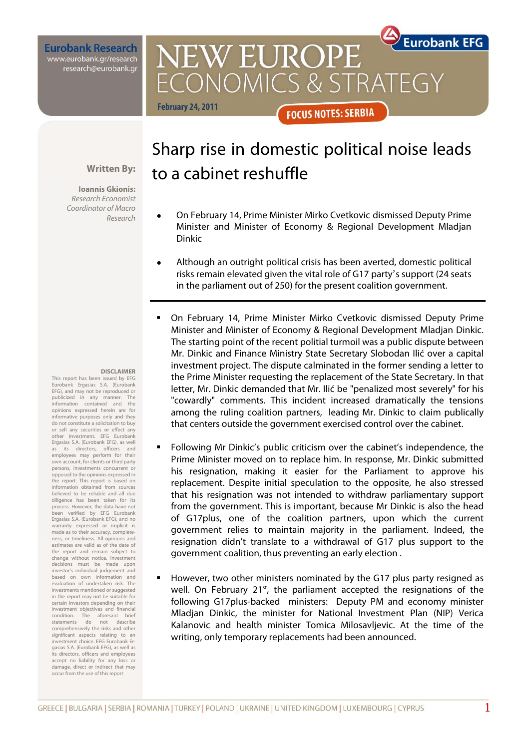Eurobank Research
www.eurobank.gr/research
research@eurobank.gr

Eurobank EFG

# NEW EUROPE ECONOMICS & STRATEGY

**February 24, 2011**

**FOCUS NOTES: SERBIA**

# Sharp rise in domestic political noise leads to a cabinet reshuffle

**Written By:**

**Ioannis Gkionis:**
*Research Economist*
*Coordinator of Macro Research*

- On February 14, Prime Minister Mirko Cvetkovic dismissed Deputy Prime Minister and Minister of Economy & Regional Development Mladjan Dinkic
- Although an outright political crisis has been averted, domestic political risks remain elevated given the vital role of G17 party's support (24 seats in the parliament out of 250) for the present coalition government.

---

- On February 14, Prime Minister Mirko Cvetkovic dismissed Deputy Prime Minister and Minister of Economy & Regional Development Mladjan Dinkic. The starting point of the recent politial turmoil was a public dispute between Mr. Dinkic and Finance Ministry State Secretary Slobodan Ilić over a capital investment project. The dispute calminated in the former sending a letter to the Prime Minister requesting the replacement of the State Secretary. In that letter, Mr. Dinkic demanded that Mr. Ilić be "penalized most severely" for his "cowardly" comments. This incident increased dramatically the tensions among the ruling coalition partners, leading Mr. Dinkic to claim publically that centers outside the government exercised control over the cabinet.
- Following Mr Dinkic's public criticism over the cabinet's independence, the Prime Minister moved on to replace him. In response, Mr. Dinkic submitted his resignation, making it easier for the Parliament to approve his replacement. Despite initial speculation to the opposite, he also stressed that his resignation was not intended to withdraw parliamentary support from the government. This is important, because Mr Dinkic is also the head of G17plus, one of the coalition partners, upon which the current government relies to maintain majority in the parliament. Indeed, the resignation didn't translate to a withdrawal of G17 plus support to the government coalition, thus preventing an early election .
- However, two other ministers nominated by the G17 plus party resigned as well. On February 21[st], the parliament accepted the resignations of the following G17plus-backed ministers: Deputy PM and economy minister Mladjan Dinkic, the minister for National Investment Plan (NIP) Verica Kalanovic and health minister Tomica Milosavljevic. At the time of the writing, only temporary replacements had been announced.

**DISCLAIMER**
This report has been issued by EFG Eurobank Ergasias S.A. (Eurobank EFG), and may not be reproduced or publicized in any manner. The information contained and the opinions expressed herein are for informative purposes only and they do not constitute a solicitation to buy or sell any securities or effect any other investment. EFG Eurobank Ergasias S.A. (Eurobank EFG), as well as its directors, officers and employees may perform for their own account, for clients or third party persons, investments concurrent or opposed to the opinions expressed in the report. This report is based on information obtained from sources believed to be reliable and all due diligence has been taken for its process. However, the data have not been verified by EFG Eurobank Ergasias S.A. (Eurobank EFG), and no warranty expressed or implicit is made as to their accuracy, completeness, or timeliness. All opinions and estimates are valid as of the date of the report and remain subject to change without notice. Investment decisions must be made upon investor's individual judgement and based on own information and evaluation of undertaken risk. The investments mentioned or suggested in the report may not be suitable for certain investors depending on their investment objectives and financial condition. The aforesaid brief statements do not describe comprehensively the risks and other significant aspects relating to an investment choice. EFG Eurobank Ergasias S.A. (Eurobank EFG), as well as its directors, officers and employees accept no liability for any loss or damage, direct or indirect that may occur from the use of this report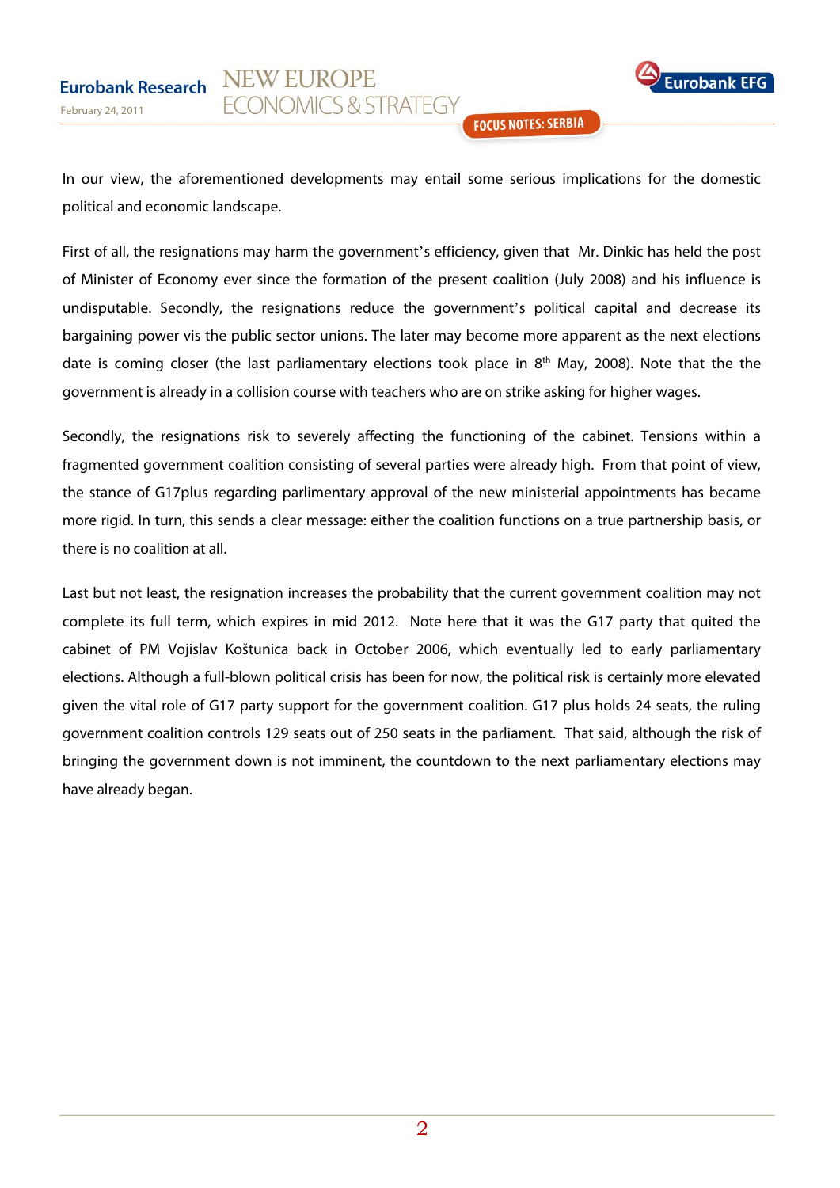In our view, the aforementioned developments may entail some serious implications for the domestic political and economic landscape.

First of all, the resignations may harm the government's efficiency, given that Mr. Dinkic has held the post of Minister of Economy ever since the formation of the present coalition (July 2008) and his influence is undisputable. Secondly, the resignations reduce the government's political capital and decrease its bargaining power vis the public sector unions. The later may become more apparent as the next elections date is coming closer (the last parliamentary elections took place in 8th May, 2008). Note that the the government is already in a collision course with teachers who are on strike asking for higher wages.

Secondly, the resignations risk to severely affecting the functioning of the cabinet. Tensions within a fragmented government coalition consisting of several parties were already high. From that point of view, the stance of G17plus regarding parlimentary approval of the new ministerial appointments has became more rigid. In turn, this sends a clear message: either the coalition functions on a true partnership basis, or there is no coalition at all.

Last but not least, the resignation increases the probability that the current government coalition may not complete its full term, which expires in mid 2012. Note here that it was the G17 party that quited the cabinet of PM Vojislav Koštunica back in October 2006, which eventually led to early parliamentary elections. Although a full-blown political crisis has been for now, the political risk is certainly more elevated given the vital role of G17 party support for the government coalition. G17 plus holds 24 seats, the ruling government coalition controls 129 seats out of 250 seats in the parliament. That said, although the risk of bringing the government down is not imminent, the countdown to the next parliamentary elections may have already began.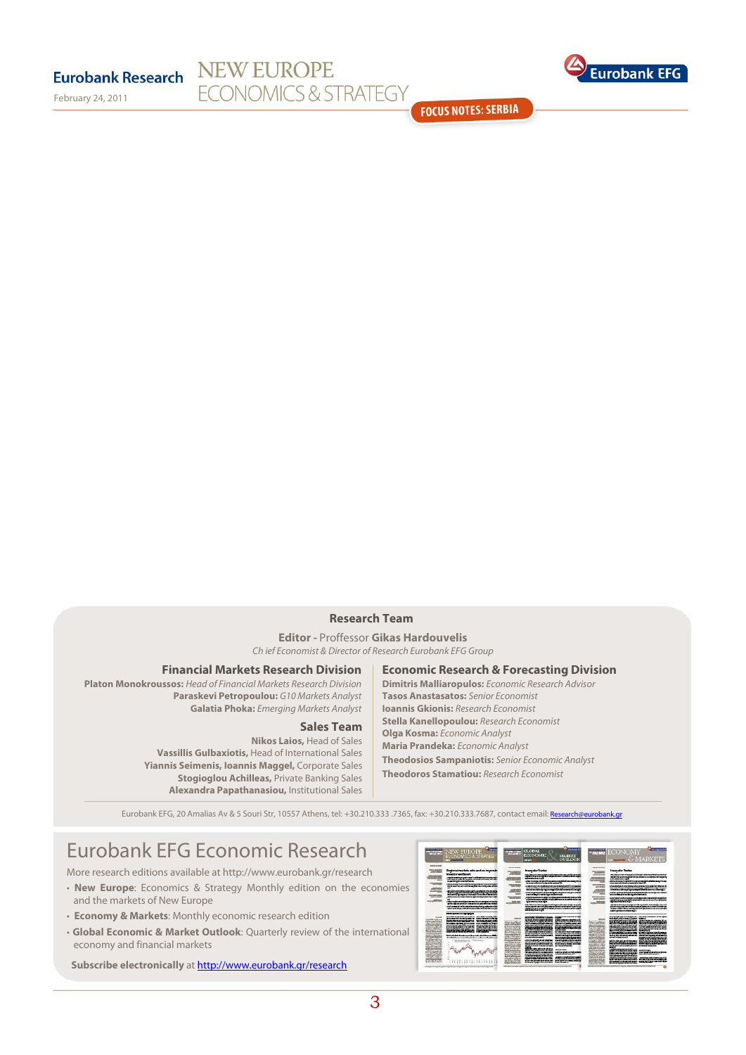## Research Team

**Editor** - Proffessor **Gikas Hardouvelis**
*Ch ief Economist & Director of Research Eurobank EFG Group*

### Financial Markets Research Division

**Platon Monokroussos:** *Head of Financial Markets Research Division*
**Paraskevi Petropoulou:** *G10 Markets Analyst*
**Galatia Phoka:** *Emerging Markets Analyst*

### Sales Team

**Nikos Laios,** Head of Sales
**Vassillis Gulbaxiotis,** Head of International Sales
**Yiannis Seimenis, Ioannis Maggel,** Corporate Sales
**Stogioglou Achilleas,** Private Banking Sales
**Alexandra Papathanasiou,** Institutional Sales

### Economic Research & Forecasting Division

**Dimitris Malliaropulos:** *Economic Research Advisor*
**Tasos Anastasatos:** *Senior Economist*
**Ioannis Gkionis:** *Research Economist*
**Stella Kanellopoulou:** *Research Economist*
**Olga Kosma:** *Economic Analyst*
**Maria Prandeka:** *Economic Analyst*
**Theodosios Sampaniotis:** *Senior Economic Analyst*
**Theodoros Stamatiou:** *Research Economist*

Eurobank EFG, 20 Amalias Av & 5 Souri Str, 10557 Athens, tel: +30.210.333 .7365, fax: +30.210.333.7687, contact email: Research@eurobank.gr

# Eurobank EFG Economic Research

More research editions available at http://www.eurobank.gr/research

- **New Europe**: Economics & Strategy Monthly edition on the economies and the markets of New Europe
- **Economy & Markets**: Monthly economic research edition
- **Global Economic & Market Outlook**: Quarterly review of the international economy and financial markets

**Subscribe electronically** at http://www.eurobank.gr/research